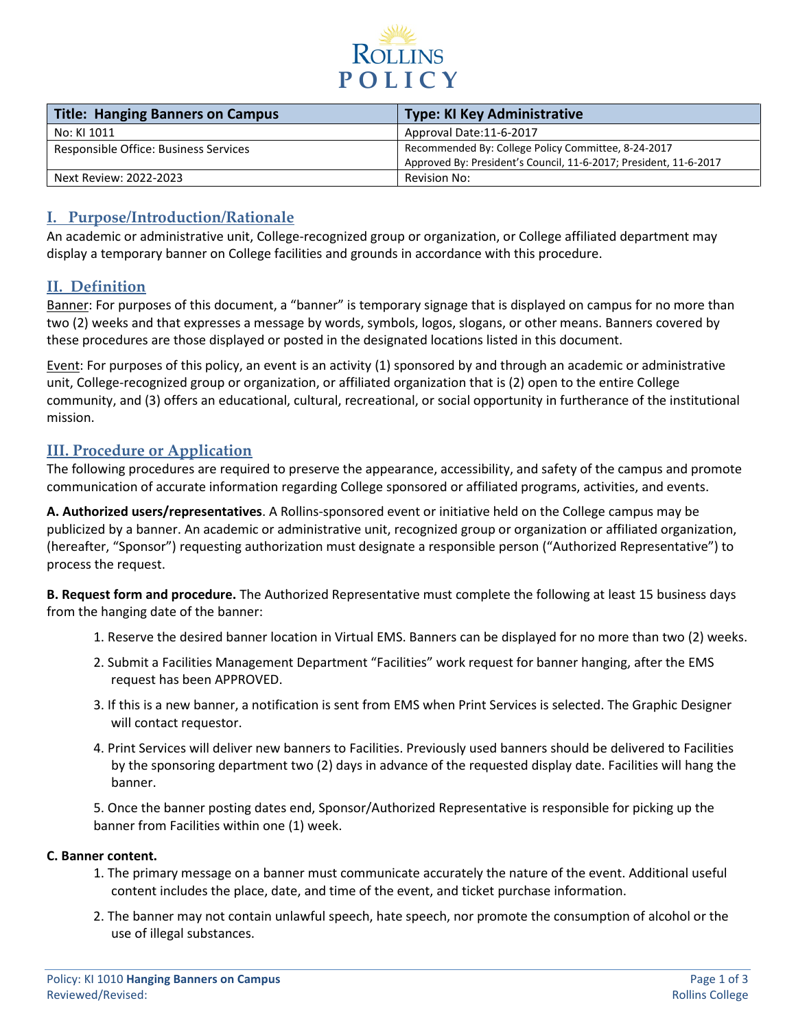# ROLLINS POLICY

| Title: Hanging Banners on Campus | Type: KI Key Administrative |
|---|---|
| No: KI 1011 | Approval Date:11-6-2017 |
| Responsible Office: Business Services | Recommended By: College Policy Committee, 8-24-2017<br>Approved By: President's Council, 11-6-2017; President, 11-6-2017 |
| Next Review: 2022-2023 | Revision No: |

## I. Purpose/Introduction/Rationale

An academic or administrative unit, College-recognized group or organization, or College affiliated department may display a temporary banner on College facilities and grounds in accordance with this procedure.

## II. Definition

Banner: For purposes of this document, a "banner" is temporary signage that is displayed on campus for no more than two (2) weeks and that expresses a message by words, symbols, logos, slogans, or other means. Banners covered by these procedures are those displayed or posted in the designated locations listed in this document.

Event: For purposes of this policy, an event is an activity (1) sponsored by and through an academic or administrative unit, College-recognized group or organization, or affiliated organization that is (2) open to the entire College community, and (3) offers an educational, cultural, recreational, or social opportunity in furtherance of the institutional mission.

## III. Procedure or Application

The following procedures are required to preserve the appearance, accessibility, and safety of the campus and promote communication of accurate information regarding College sponsored or affiliated programs, activities, and events.

**A. Authorized users/representatives**. A Rollins-sponsored event or initiative held on the College campus may be publicized by a banner. An academic or administrative unit, recognized group or organization or affiliated organization, (hereafter, "Sponsor") requesting authorization must designate a responsible person ("Authorized Representative") to process the request.

**B. Request form and procedure.** The Authorized Representative must complete the following at least 15 business days from the hanging date of the banner:

1. Reserve the desired banner location in Virtual EMS. Banners can be displayed for no more than two (2) weeks.
2. Submit a Facilities Management Department "Facilities" work request for banner hanging, after the EMS request has been APPROVED.
3. If this is a new banner, a notification is sent from EMS when Print Services is selected. The Graphic Designer will contact requestor.
4. Print Services will deliver new banners to Facilities. Previously used banners should be delivered to Facilities by the sponsoring department two (2) days in advance of the requested display date. Facilities will hang the banner.
5. Once the banner posting dates end, Sponsor/Authorized Representative is responsible for picking up the banner from Facilities within one (1) week.

**C. Banner content.**

1. The primary message on a banner must communicate accurately the nature of the event. Additional useful content includes the place, date, and time of the event, and ticket purchase information.
2. The banner may not contain unlawful speech, hate speech, nor promote the consumption of alcohol or the use of illegal substances.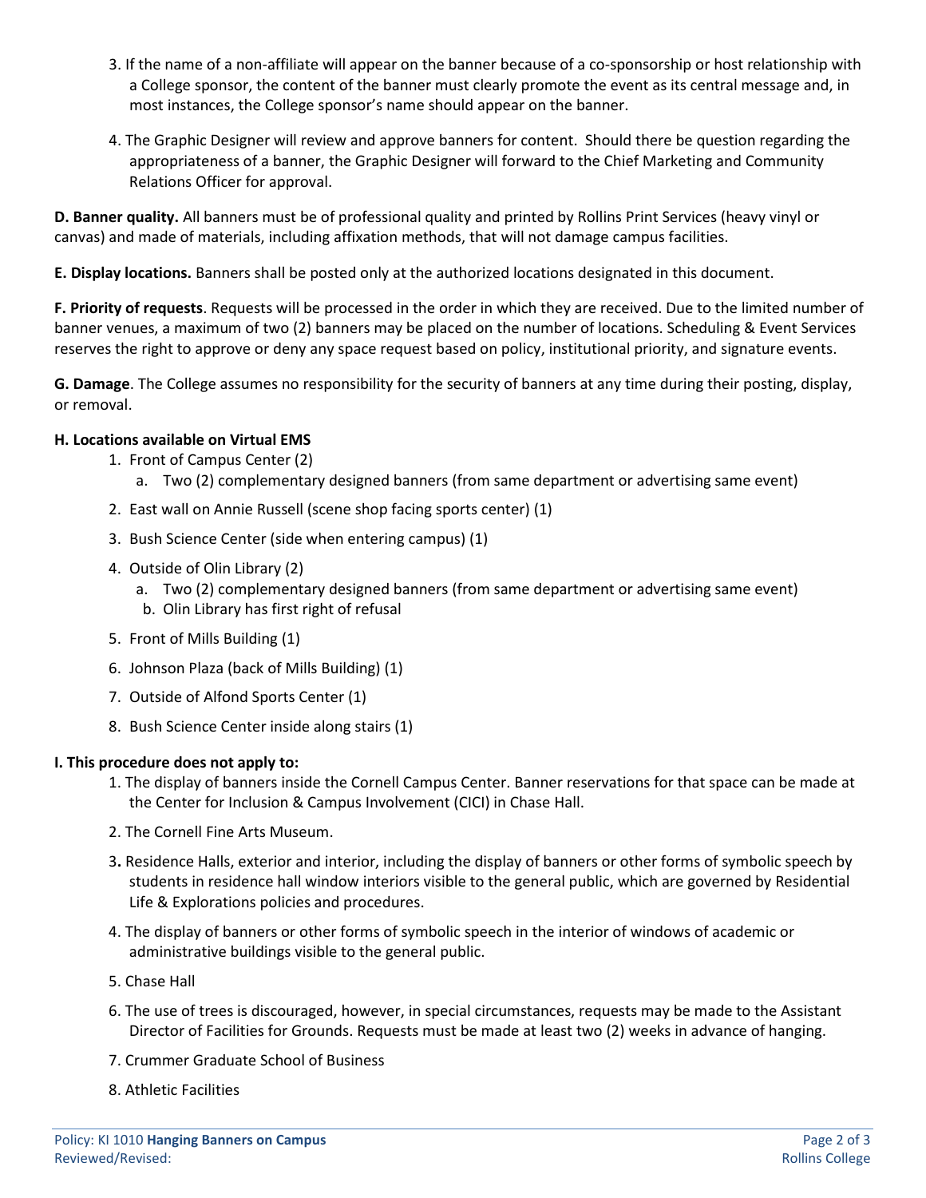3. If the name of a non-affiliate will appear on the banner because of a co-sponsorship or host relationship with a College sponsor, the content of the banner must clearly promote the event as its central message and, in most instances, the College sponsor's name should appear on the banner.

4. The Graphic Designer will review and approve banners for content. Should there be question regarding the appropriateness of a banner, the Graphic Designer will forward to the Chief Marketing and Community Relations Officer for approval.

**D. Banner quality.** All banners must be of professional quality and printed by Rollins Print Services (heavy vinyl or canvas) and made of materials, including affixation methods, that will not damage campus facilities.

**E. Display locations.** Banners shall be posted only at the authorized locations designated in this document.

**F. Priority of requests**. Requests will be processed in the order in which they are received. Due to the limited number of banner venues, a maximum of two (2) banners may be placed on the number of locations. Scheduling & Event Services reserves the right to approve or deny any space request based on policy, institutional priority, and signature events.

**G. Damage**. The College assumes no responsibility for the security of banners at any time during their posting, display, or removal.

**H. Locations available on Virtual EMS**

1. Front of Campus Center (2)
   a. Two (2) complementary designed banners (from same department or advertising same event)
2. East wall on Annie Russell (scene shop facing sports center) (1)
3. Bush Science Center (side when entering campus) (1)
4. Outside of Olin Library (2)
   a. Two (2) complementary designed banners (from same department or advertising same event)
   b. Olin Library has first right of refusal
5. Front of Mills Building (1)
6. Johnson Plaza (back of Mills Building) (1)
7. Outside of Alfond Sports Center (1)
8. Bush Science Center inside along stairs (1)

**I. This procedure does not apply to:**

1. The display of banners inside the Cornell Campus Center. Banner reservations for that space can be made at the Center for Inclusion & Campus Involvement (CICI) in Chase Hall.
2. The Cornell Fine Arts Museum.
3. Residence Halls, exterior and interior, including the display of banners or other forms of symbolic speech by students in residence hall window interiors visible to the general public, which are governed by Residential Life & Explorations policies and procedures.
4. The display of banners or other forms of symbolic speech in the interior of windows of academic or administrative buildings visible to the general public.
5. Chase Hall
6. The use of trees is discouraged, however, in special circumstances, requests may be made to the Assistant Director of Facilities for Grounds. Requests must be made at least two (2) weeks in advance of hanging.
7. Crummer Graduate School of Business
8. Athletic Facilities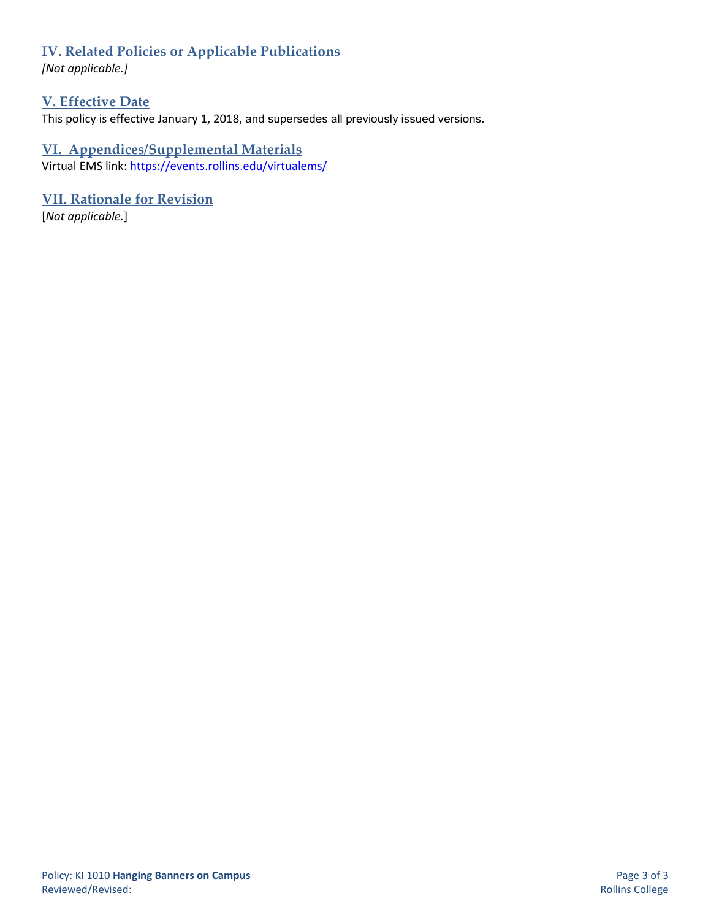## IV. Related Policies or Applicable Publications

*[Not applicable.]*

## V. Effective Date

This policy is effective January 1, 2018, and supersedes all previously issued versions.

## VI. Appendices/Supplemental Materials

Virtual EMS link: https://events.rollins.edu/virtualems/

## VII. Rationale for Revision

[*Not applicable.*]